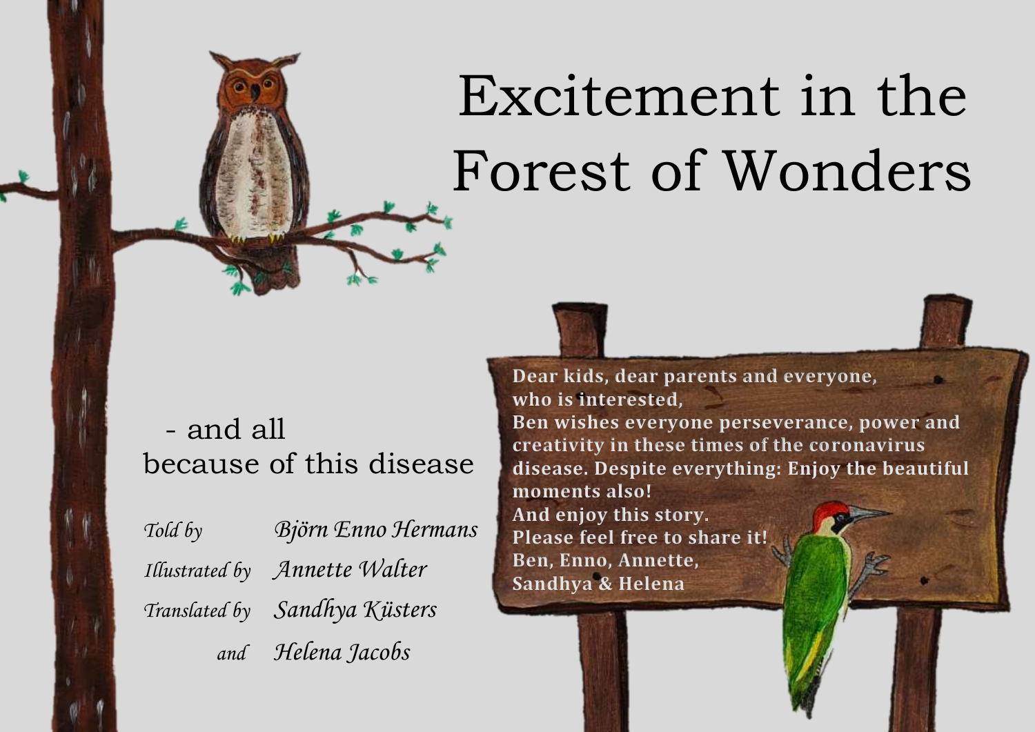# Excitement in the Forest of Wonders

- and all because of this disease

*Told by* Björn Enno Hermans

*Illustrated by* Annette Walter

*Translated by* Sandhya Küsters *and* Helena Jacobs

**Dear kids, dear parents and everyone, who is interested,**
**Ben wishes everyone perseverance, power and creativity in these times of the coronavirus disease. Despite everything: Enjoy the beautiful moments also!**
**And enjoy this story.**
**Please feel free to share it!**
**Ben, Enno, Annette, Sandhya & Helena**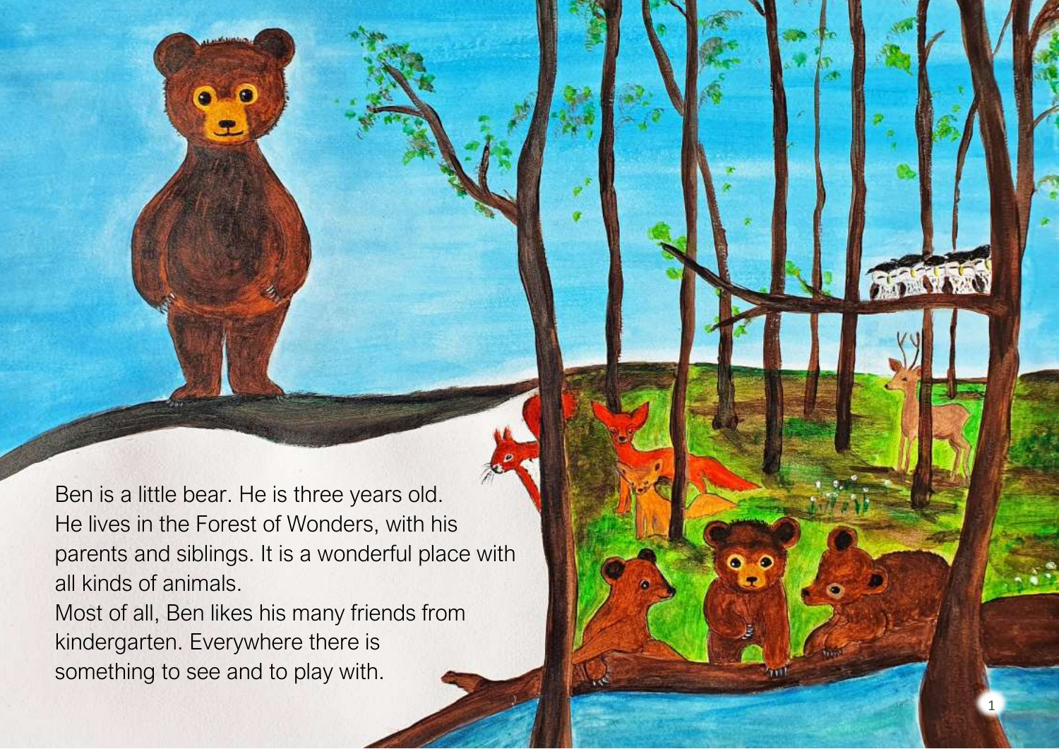Ben is a little bear. He is three years old.
He lives in the Forest of Wonders, with his parents and siblings. It is a wonderful place with all kinds of animals.
Most of all, Ben likes his many friends from kindergarten. Everywhere there is something to see and to play with.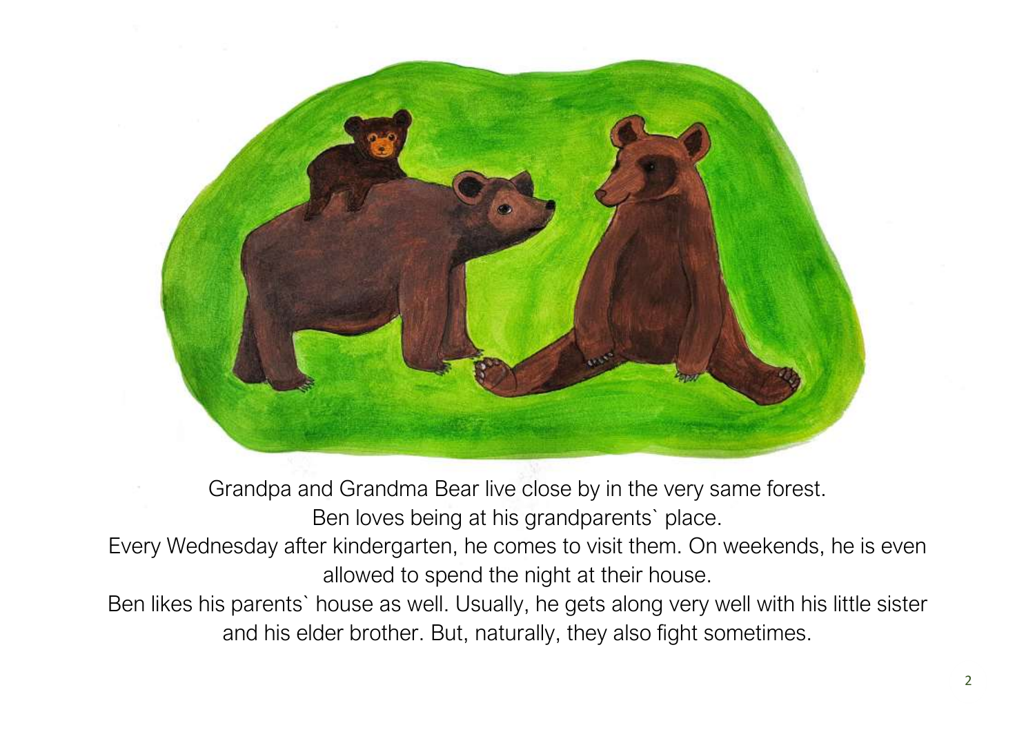Grandpa and Grandma Bear live close by in the very same forest.
Ben loves being at his grandparents` place.
Every Wednesday after kindergarten, he comes to visit them. On weekends, he is even allowed to spend the night at their house.
Ben likes his parents` house as well. Usually, he gets along very well with his little sister and his elder brother. But, naturally, they also fight sometimes.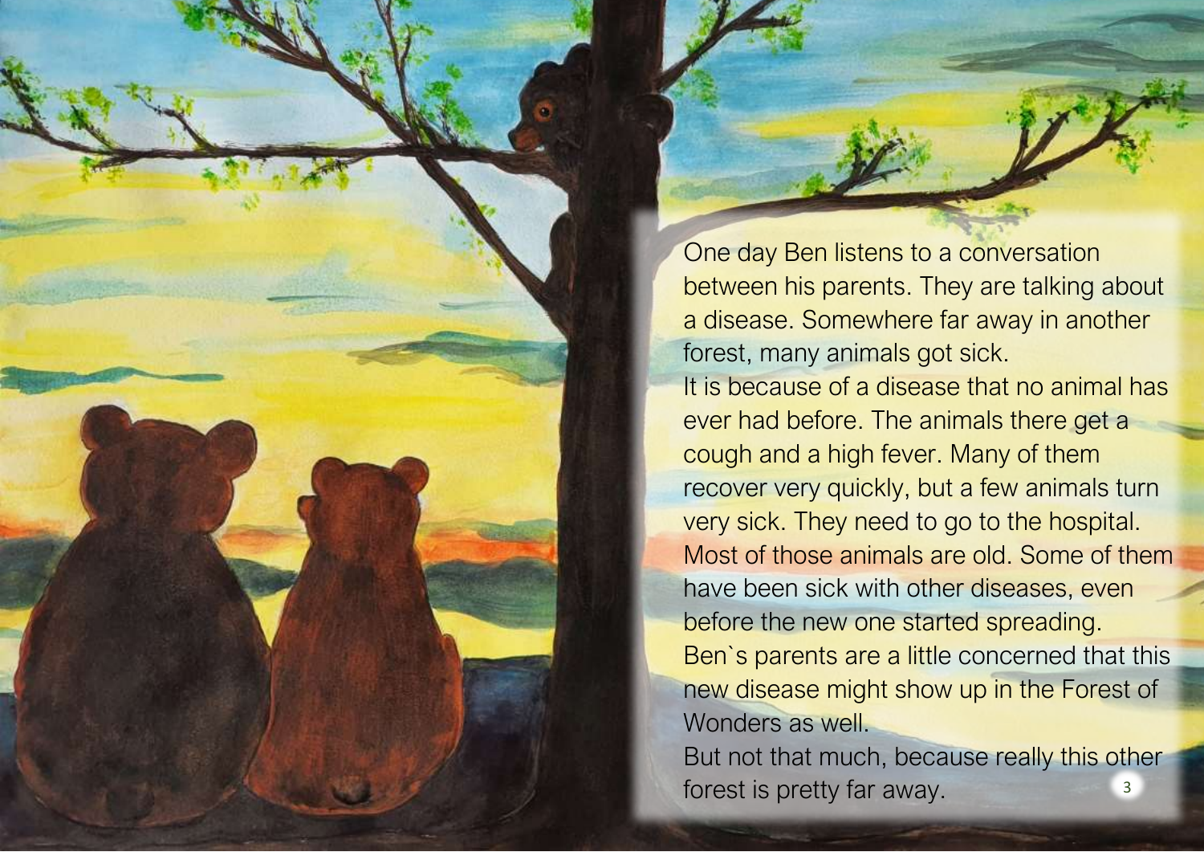One day Ben listens to a conversation between his parents. They are talking about a disease. Somewhere far away in another forest, many animals got sick.
It is because of a disease that no animal has ever had before. The animals there get a cough and a high fever. Many of them recover very quickly, but a few animals turn very sick. They need to go to the hospital. Most of those animals are old. Some of them have been sick with other diseases, even before the new one started spreading.
Ben`s parents are a little concerned that this new disease might show up in the Forest of Wonders as well.
But not that much, because really this other forest is pretty far away.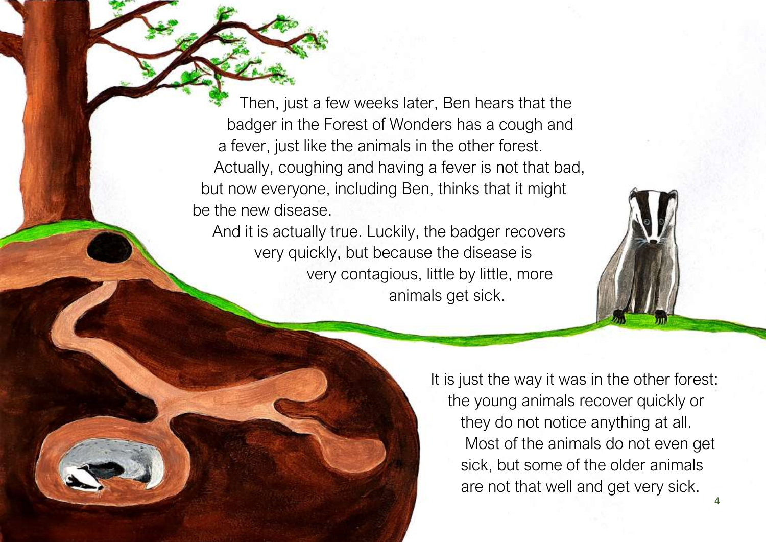Then, just a few weeks later, Ben hears that the badger in the Forest of Wonders has a cough and a fever, just like the animals in the other forest.

Actually, coughing and having a fever is not that bad, but now everyone, including Ben, thinks that it might be the new disease.

And it is actually true. Luckily, the badger recovers very quickly, but because the disease is very contagious, little by little, more animals get sick.

It is just the way it was in the other forest: the young animals recover quickly or they do not notice anything at all.

Most of the animals do not even get sick, but some of the older animals are not that well and get very sick.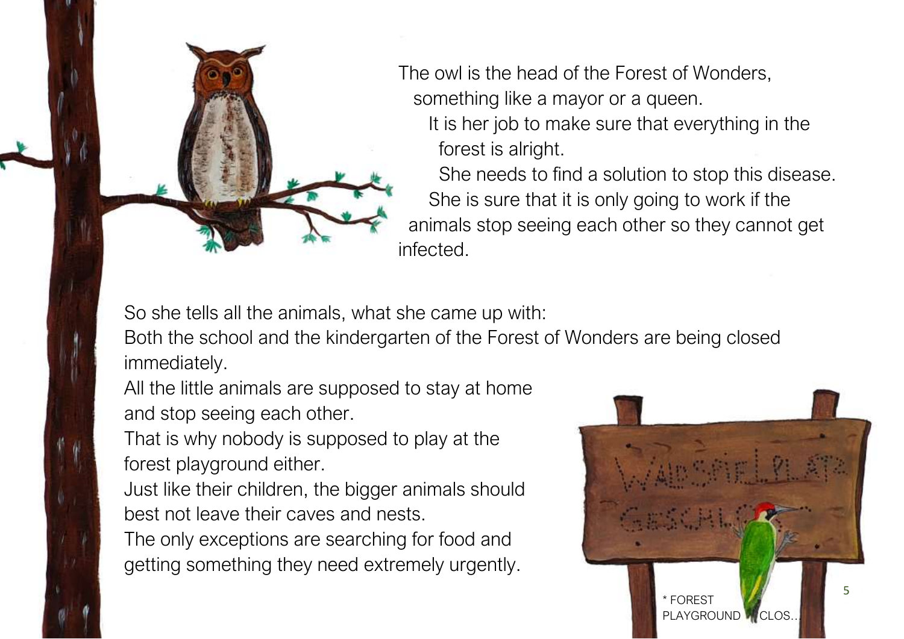The owl is the head of the Forest of Wonders, something like a mayor or a queen. It is her job to make sure that everything in the forest is alright. She needs to find a solution to stop this disease. She is sure that it is only going to work if the animals stop seeing each other so they cannot get infected.

So she tells all the animals, what she came up with:
Both the school and the kindergarten of the Forest of Wonders are being closed immediately.
All the little animals are supposed to stay at home and stop seeing each other.
That is why nobody is supposed to play at the forest playground either.
Just like their children, the bigger animals should best not leave their caves and nests.
The only exceptions are searching for food and getting something they need extremely urgently.

* FOREST PLAYGROUND CLOS...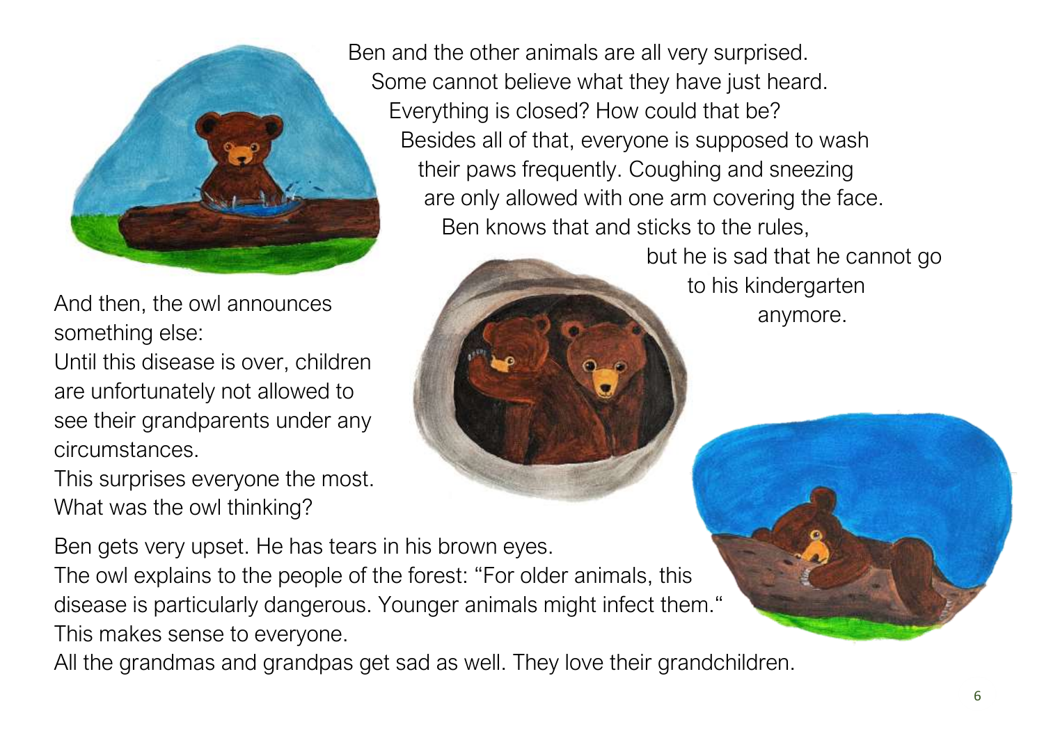Ben and the other animals are all very surprised.
Some cannot believe what they have just heard.
Everything is closed? How could that be?
Besides all of that, everyone is supposed to wash their paws frequently. Coughing and sneezing are only allowed with one arm covering the face.
Ben knows that and sticks to the rules, but he is sad that he cannot go to his kindergarten anymore.

And then, the owl announces something else:
Until this disease is over, children are unfortunately not allowed to see their grandparents under any circumstances.
This surprises everyone the most.
What was the owl thinking?

Ben gets very upset. He has tears in his brown eyes.
The owl explains to the people of the forest: "For older animals, this disease is particularly dangerous. Younger animals might infect them."
This makes sense to everyone.
All the grandmas and grandpas get sad as well. They love their grandchildren.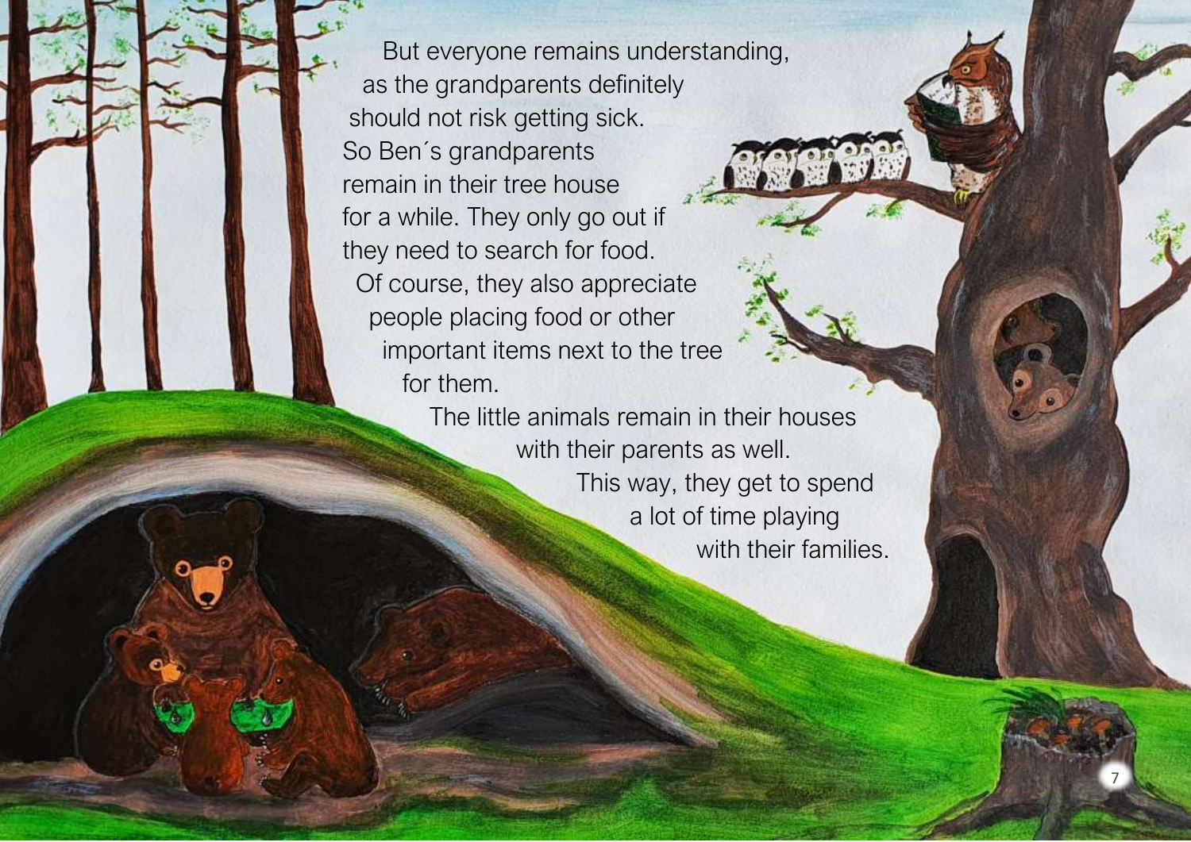But everyone remains understanding, as the grandparents definitely should not risk getting sick. So Ben´s grandparents remain in their tree house for a while. They only go out if they need to search for food. Of course, they also appreciate people placing food or other important items next to the tree for them.

The little animals remain in their houses with their parents as well. This way, they get to spend a lot of time playing with their families.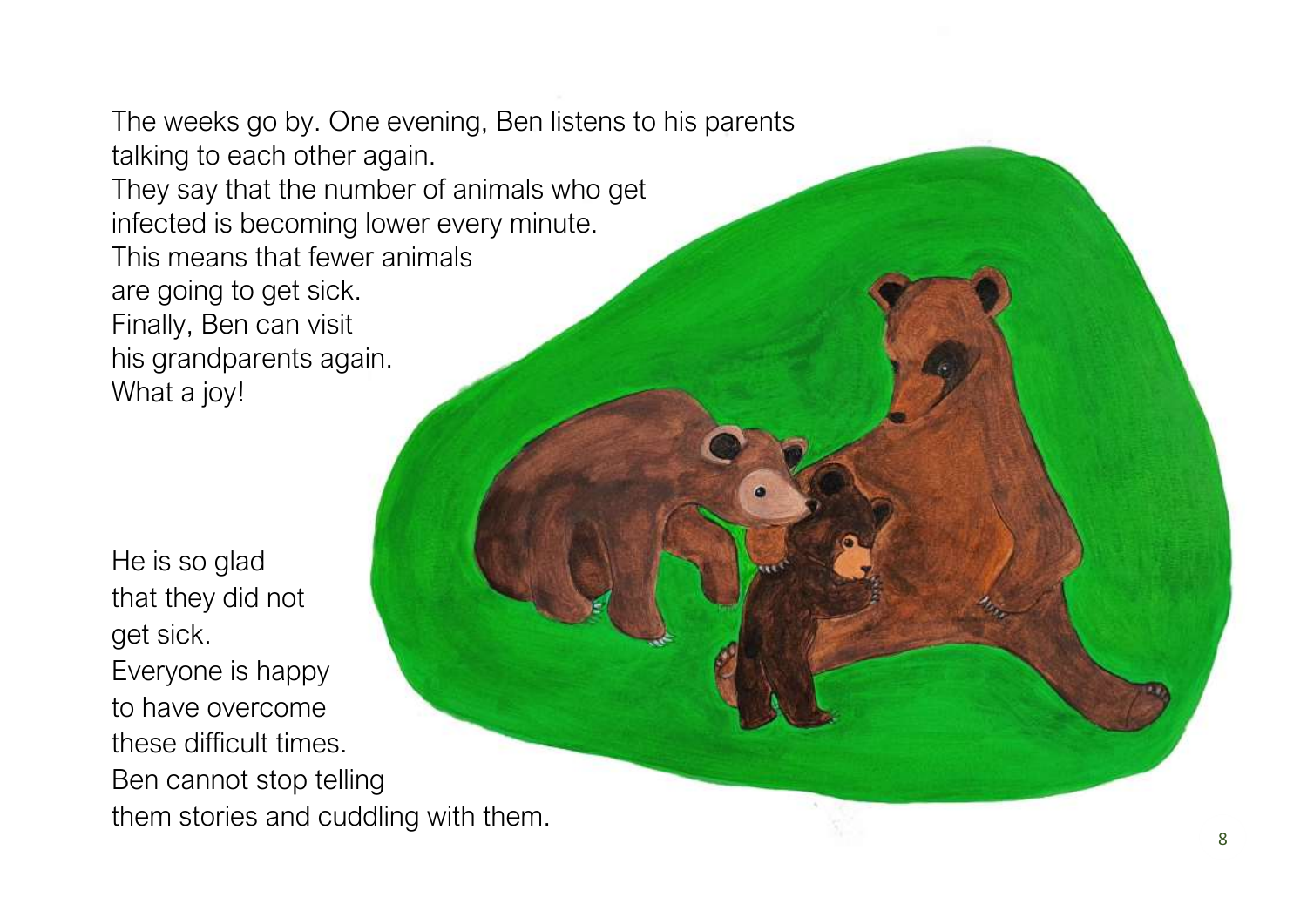The weeks go by. One evening, Ben listens to his parents talking to each other again.
They say that the number of animals who get infected is becoming lower every minute.
This means that fewer animals are going to get sick.
Finally, Ben can visit his grandparents again.
What a joy!

He is so glad that they did not get sick.
Everyone is happy to have overcome these difficult times.
Ben cannot stop telling them stories and cuddling with them.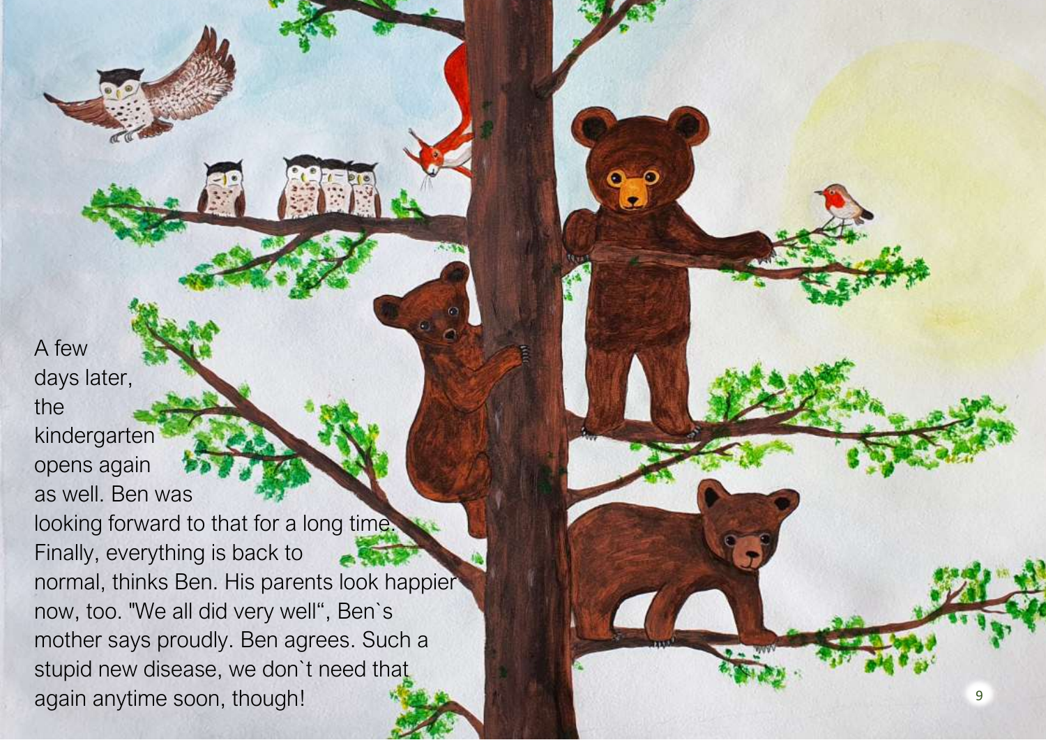A few days later, the kindergarten opens again as well. Ben was looking forward to that for a long time. Finally, everything is back to normal, thinks Ben. His parents look happier now, too. "We all did very well“, Ben`s mother says proudly. Ben agrees. Such a stupid new disease, we don`t need that again anytime soon, though!